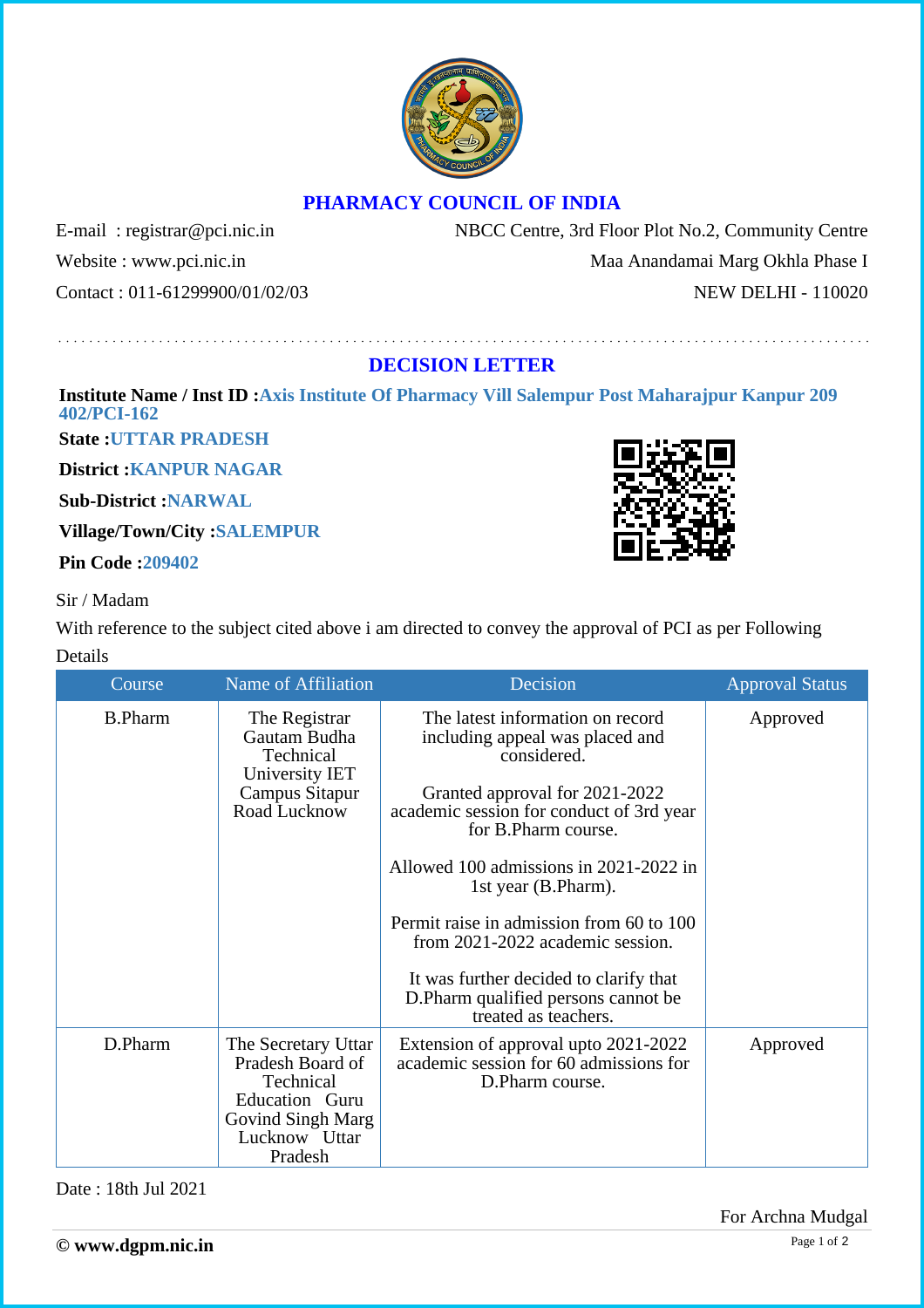# PHARMACY COUNCIL OF INDIA

E-mail : registrar@pci.nic.in
Website : www.pci.nic.in
Contact : 011-61299900/01/02/03

NBCC Centre, 3rd Floor Plot No.2, Community Centre
Maa Anandamai Marg Okhla Phase I
NEW DELHI - 110020

## DECISION LETTER

**Institute Name / Inst ID :** Axis Institute Of Pharmacy Vill Salempur Post Maharajpur Kanpur 209 402/PCI-162

**State :** UTTAR PRADESH

**District :** KANPUR NAGAR

**Sub-District :** NARWAL

**Village/Town/City :** SALEMPUR

**Pin Code :** 209402

Sir / Madam

With reference to the subject cited above i am directed to convey the approval of PCI as per Following Details

| Course | Name of Affiliation | Decision | Approval Status |
|---|---|---|---|
| B.Pharm | The Registrar Gautam Budha Technical University IET Campus Sitapur Road Lucknow | The latest information on record including appeal was placed and considered.<br><br>Granted approval for 2021-2022 academic session for conduct of 3rd year for B.Pharm course.<br><br>Allowed 100 admissions in 2021-2022 in 1st year (B.Pharm).<br><br>Permit raise in admission from 60 to 100 from 2021-2022 academic session.<br><br>It was further decided to clarify that D.Pharm qualified persons cannot be treated as teachers. | Approved |
| D.Pharm | The Secretary Uttar Pradesh Board of Technical Education Guru Govind Singh Marg Lucknow Uttar Pradesh | Extension of approval upto 2021-2022 academic session for 60 admissions for D.Pharm course. | Approved |

Date : 18th Jul 2021

For Archna Mudgal

**© www.dgpm.nic.in**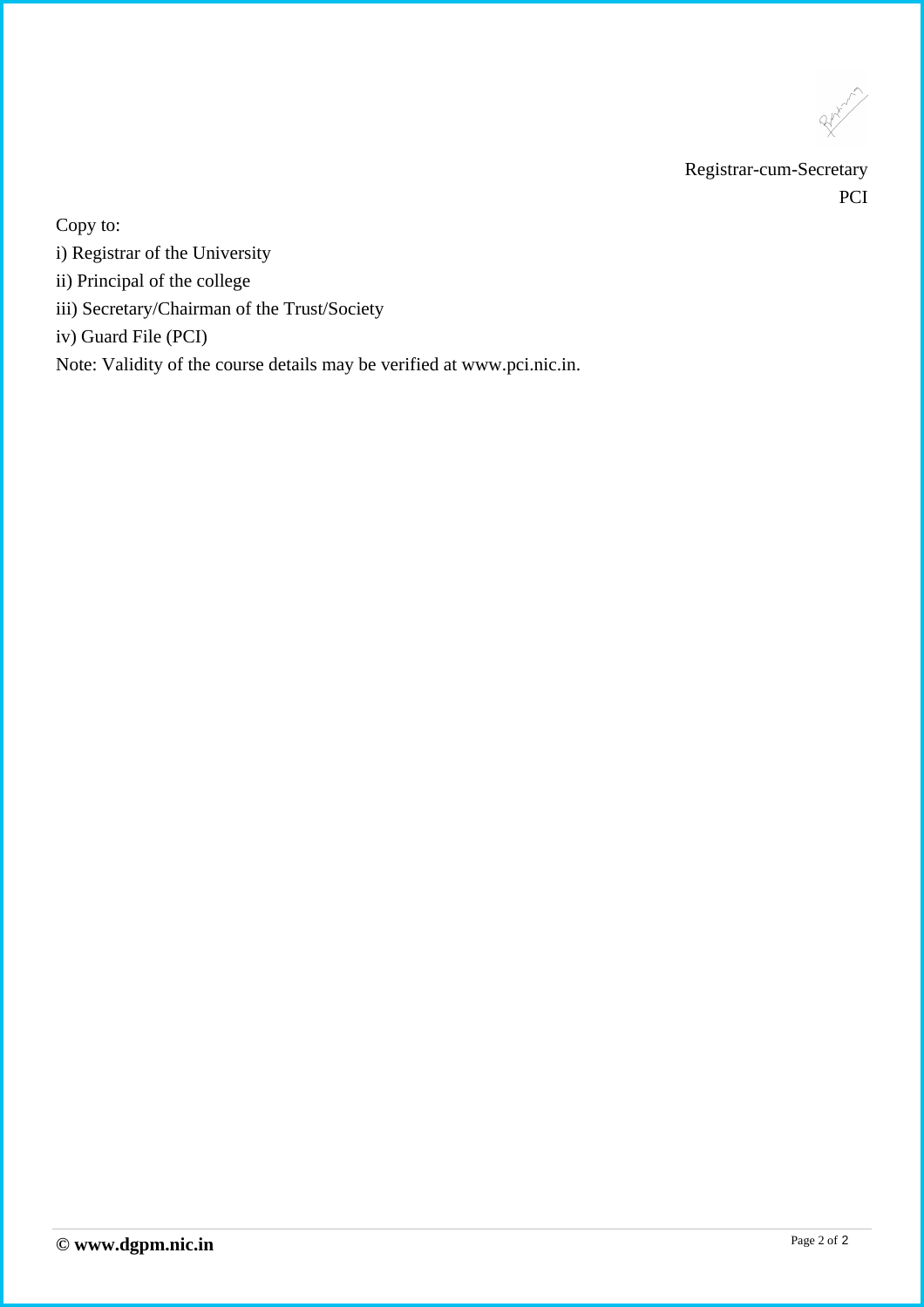Registrar-cum-Secretary  
PCI

Copy to:

i) Registrar of the University  
ii) Principal of the college  
iii) Secretary/Chairman of the Trust/Society  
iv) Guard File (PCI)

Note: Validity of the course details may be verified at www.pci.nic.in.